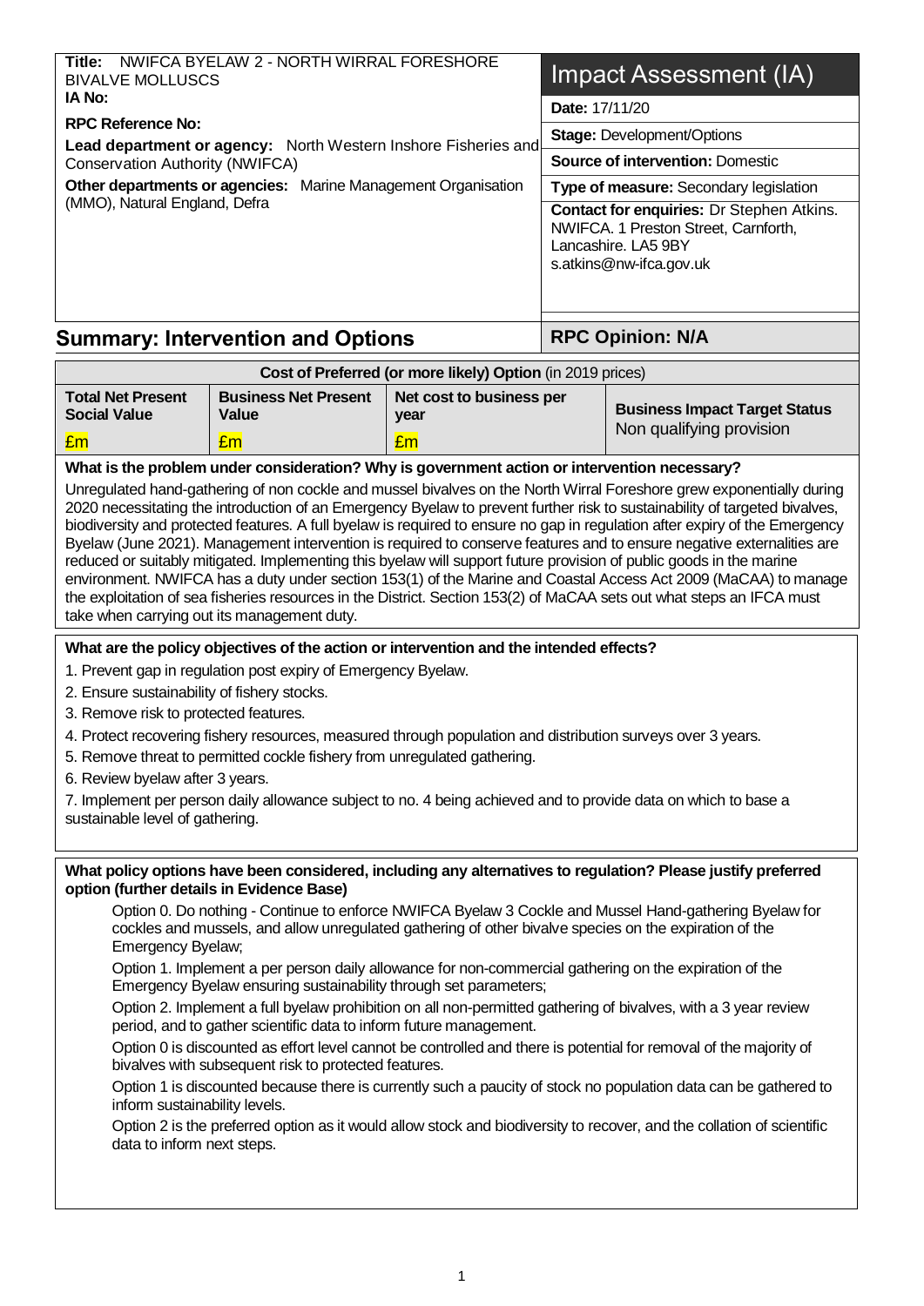**Title:** NWIFCA BYELAW 2 - NORTH WIRRAL FORESHORE BIVALVE MOLLUSCS
**IA No:**
**RPC Reference No:**
**Lead department or agency:** North Western Inshore Fisheries and Conservation Authority (NWIFCA)
**Other departments or agencies:** Marine Management Organisation (MMO), Natural England, Defra

# Impact Assessment (IA)

**Date:** 17/11/20
**Stage:** Development/Options
**Source of intervention:** Domestic
**Type of measure:** Secondary legislation
**Contact for enquiries:** Dr Stephen Atkins. NWIFCA. 1 Preston Street, Carnforth, Lancashire. LA5 9BY s.atkins@nw-ifca.gov.uk

## Summary: Intervention and Options

**RPC Opinion: N/A**

| Cost of Preferred (or more likely) Option (in 2019 prices) | | | |
|---|---|---|---|
| **Total Net Present Social Value** | **Business Net Present Value** | **Net cost to business per year** | **Business Impact Target Status** |
| £m | £m | £m | Non qualifying provision |

**What is the problem under consideration? Why is government action or intervention necessary?**

Unregulated hand-gathering of non cockle and mussel bivalves on the North Wirral Foreshore grew exponentially during 2020 necessitating the introduction of an Emergency Byelaw to prevent further risk to sustainability of targeted bivalves, biodiversity and protected features. A full byelaw is required to ensure no gap in regulation after expiry of the Emergency Byelaw (June 2021). Management intervention is required to conserve features and to ensure negative externalities are reduced or suitably mitigated. Implementing this byelaw will support future provision of public goods in the marine environment. NWIFCA has a duty under section 153(1) of the Marine and Coastal Access Act 2009 (MaCAA) to manage the exploitation of sea fisheries resources in the District. Section 153(2) of MaCAA sets out what steps an IFCA must take when carrying out its management duty.

**What are the policy objectives of the action or intervention and the intended effects?**

1. Prevent gap in regulation post expiry of Emergency Byelaw.
2. Ensure sustainability of fishery stocks.
3. Remove risk to protected features.
4. Protect recovering fishery resources, measured through population and distribution surveys over 3 years.
5. Remove threat to permitted cockle fishery from unregulated gathering.
6. Review byelaw after 3 years.
7. Implement per person daily allowance subject to no. 4 being achieved and to provide data on which to base a sustainable level of gathering.

**What policy options have been considered, including any alternatives to regulation? Please justify preferred option (further details in Evidence Base)**

Option 0. Do nothing - Continue to enforce NWIFCA Byelaw 3 Cockle and Mussel Hand-gathering Byelaw for cockles and mussels, and allow unregulated gathering of other bivalve species on the expiration of the Emergency Byelaw;

Option 1. Implement a per person daily allowance for non-commercial gathering on the expiration of the Emergency Byelaw ensuring sustainability through set parameters;

Option 2. Implement a full byelaw prohibition on all non-permitted gathering of bivalves, with a 3 year review period, and to gather scientific data to inform future management.

Option 0 is discounted as effort level cannot be controlled and there is potential for removal of the majority of bivalves with subsequent risk to protected features.

Option 1 is discounted because there is currently such a paucity of stock no population data can be gathered to inform sustainability levels.

Option 2 is the preferred option as it would allow stock and biodiversity to recover, and the collation of scientific data to inform next steps.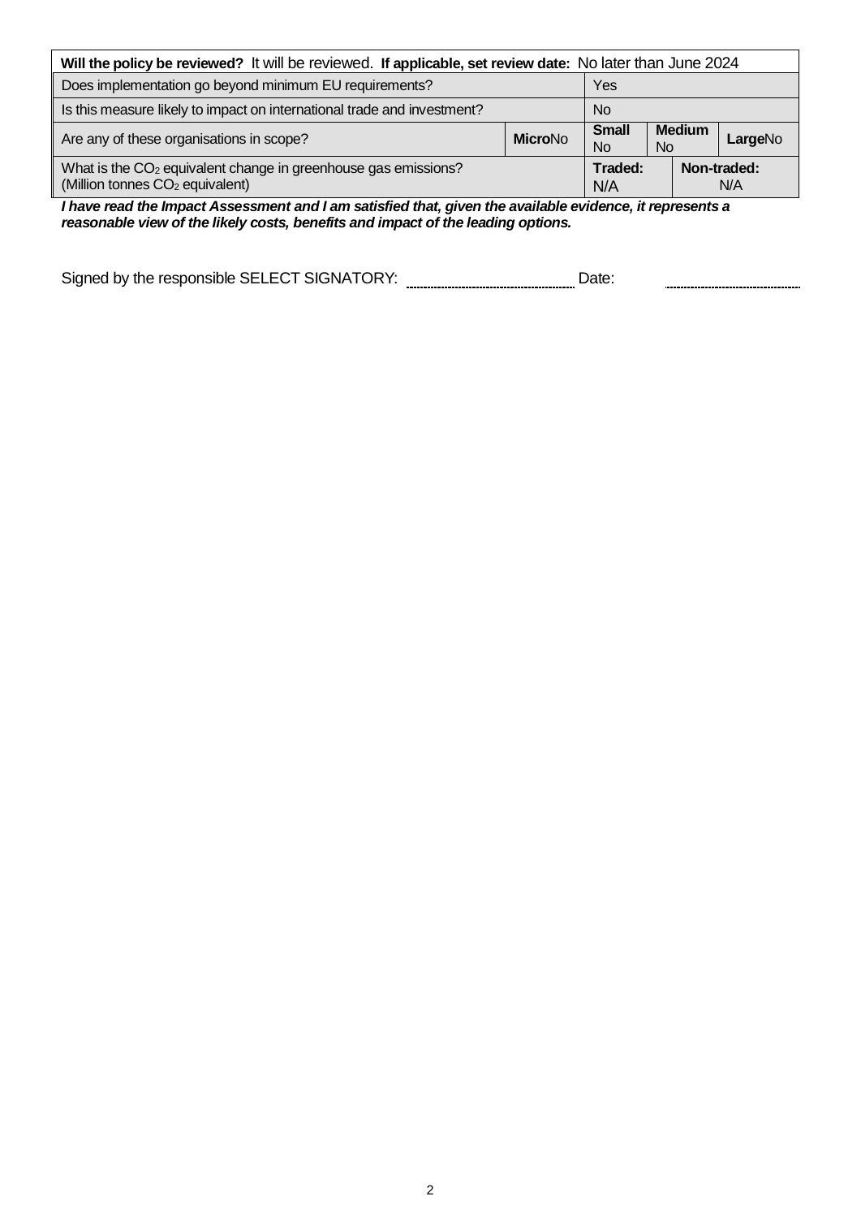| **Will the policy be reviewed?** It will be reviewed. **If applicable, set review date:** No later than June 2024 | | | | |
|---|---|---|---|---|
| Does implementation go beyond minimum EU requirements? | | Yes | | |
| Is this measure likely to impact on international trade and investment? | | No | | |
| Are any of these organisations in scope? | **Micro** No | **Small** No | **Medium** No | **Large** No |
| What is the $CO_2$ equivalent change in greenhouse gas emissions? (Million tonnes $CO_2$ equivalent) | | **Traded:** N/A | **Non-traded:** N/A | |

***I have read the Impact Assessment and I am satisfied that, given the available evidence, it represents a reasonable view of the likely costs, benefits and impact of the leading options.***

Signed by the responsible SELECT SIGNATORY: .................................... Date: ....................................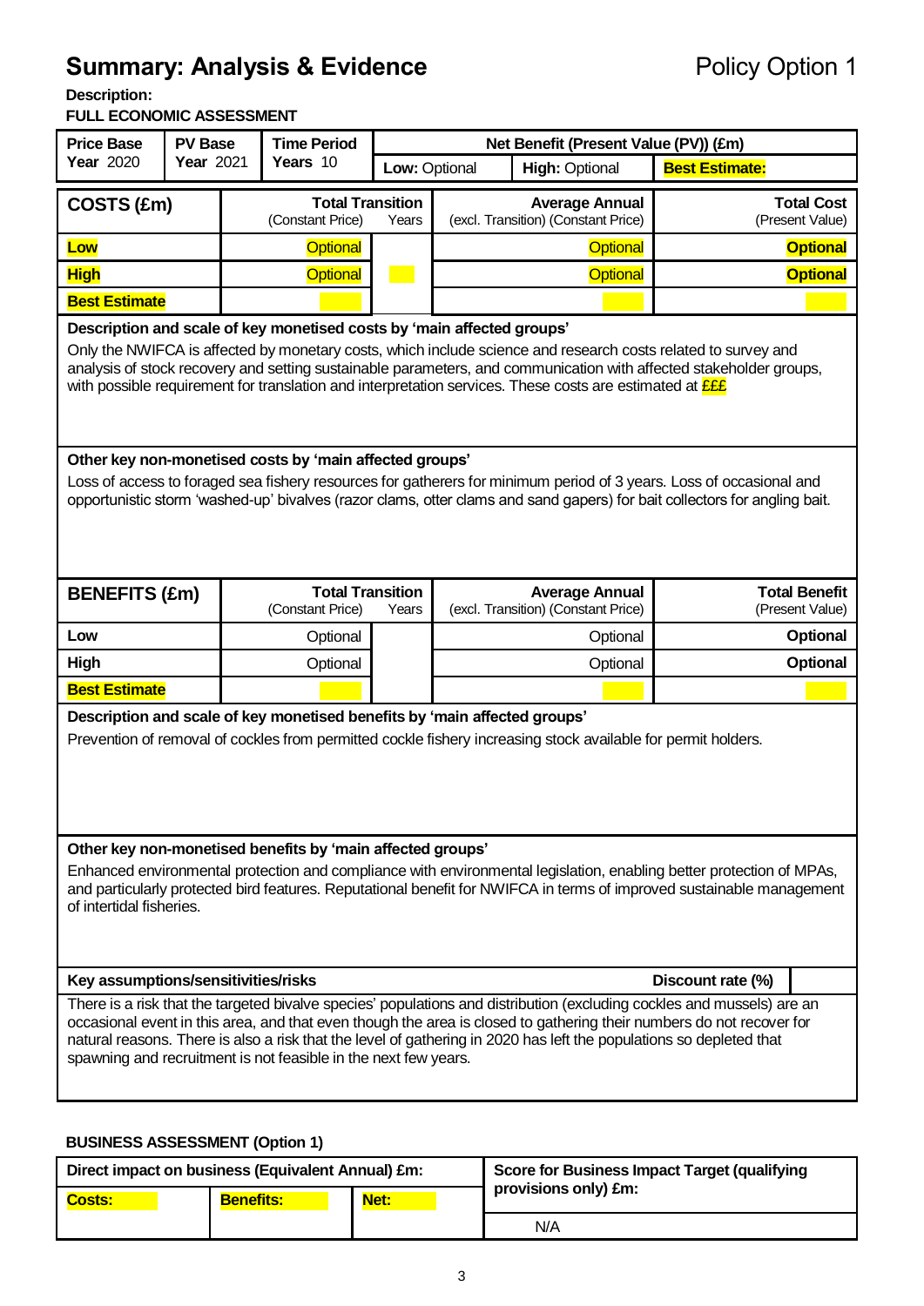# Summary: Analysis & Evidence

Policy Option 1

**Description:**

**FULL ECONOMIC ASSESSMENT**

| Price Base Year 2020 | PV Base Year 2021 | Time Period Years 10 | Net Benefit (Present Value (PV)) (£m) | | |
|---|---|---|---|---|---|
| | | | Low: Optional | High: Optional | Best Estimate: |

| COSTS (£m) | Total Transition (Constant Price) | Years | Average Annual (excl. Transition) (Constant Price) | Total Cost (Present Value) |
|---|---|---|---|---|
| Low | Optional | | Optional | Optional |
| High | Optional | | Optional | Optional |
| Best Estimate | | | | |

**Description and scale of key monetised costs by 'main affected groups'**

Only the NWIFCA is affected by monetary costs, which include science and research costs related to survey and analysis of stock recovery and setting sustainable parameters, and communication with affected stakeholder groups, with possible requirement for translation and interpretation services. These costs are estimated at £££

**Other key non-monetised costs by 'main affected groups'**

Loss of access to foraged sea fishery resources for gatherers for minimum period of 3 years. Loss of occasional and opportunistic storm 'washed-up' bivalves (razor clams, otter clams and sand gapers) for bait collectors for angling bait.

| BENEFITS (£m) | Total Transition (Constant Price) | Years | Average Annual (excl. Transition) (Constant Price) | Total Benefit (Present Value) |
|---|---|---|---|---|
| Low | Optional | | Optional | Optional |
| High | Optional | | Optional | Optional |
| Best Estimate | | | | |

**Description and scale of key monetised benefits by 'main affected groups'**

Prevention of removal of cockles from permitted cockle fishery increasing stock available for permit holders.

**Other key non-monetised benefits by 'main affected groups'**

Enhanced environmental protection and compliance with environmental legislation, enabling better protection of MPAs, and particularly protected bird features. Reputational benefit for NWIFCA in terms of improved sustainable management of intertidal fisheries.

**Key assumptions/sensitivities/risks** | **Discount rate (%)**

There is a risk that the targeted bivalve species' populations and distribution (excluding cockles and mussels) are an occasional event in this area, and that even though the area is closed to gathering their numbers do not recover for natural reasons. There is also a risk that the level of gathering in 2020 has left the populations so depleted that spawning and recruitment is not feasible in the next few years.

**BUSINESS ASSESSMENT (Option 1)**

| Direct impact on business (Equivalent Annual) £m: | | | Score for Business Impact Target (qualifying provisions only) £m: |
|---|---|---|---|
| Costs: | Benefits: | Net: | N/A |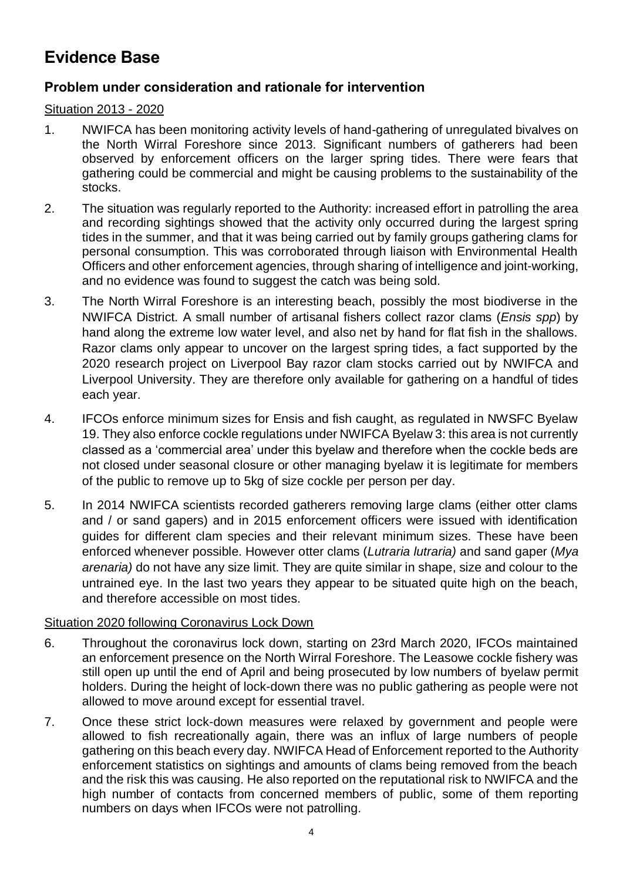# Evidence Base

## Problem under consideration and rationale for intervention

Situation 2013 - 2020

1. NWIFCA has been monitoring activity levels of hand-gathering of unregulated bivalves on the North Wirral Foreshore since 2013. Significant numbers of gatherers had been observed by enforcement officers on the larger spring tides. There were fears that gathering could be commercial and might be causing problems to the sustainability of the stocks.

2. The situation was regularly reported to the Authority: increased effort in patrolling the area and recording sightings showed that the activity only occurred during the largest spring tides in the summer, and that it was being carried out by family groups gathering clams for personal consumption. This was corroborated through liaison with Environmental Health Officers and other enforcement agencies, through sharing of intelligence and joint-working, and no evidence was found to suggest the catch was being sold.

3. The North Wirral Foreshore is an interesting beach, possibly the most biodiverse in the NWIFCA District. A small number of artisanal fishers collect razor clams (*Ensis spp*) by hand along the extreme low water level, and also net by hand for flat fish in the shallows. Razor clams only appear to uncover on the largest spring tides, a fact supported by the 2020 research project on Liverpool Bay razor clam stocks carried out by NWIFCA and Liverpool University. They are therefore only available for gathering on a handful of tides each year.

4. IFCOs enforce minimum sizes for Ensis and fish caught, as regulated in NWSFC Byelaw 19. They also enforce cockle regulations under NWIFCA Byelaw 3: this area is not currently classed as a 'commercial area' under this byelaw and therefore when the cockle beds are not closed under seasonal closure or other managing byelaw it is legitimate for members of the public to remove up to 5kg of size cockle per person per day.

5. In 2014 NWIFCA scientists recorded gatherers removing large clams (either otter clams and / or sand gapers) and in 2015 enforcement officers were issued with identification guides for different clam species and their relevant minimum sizes. These have been enforced whenever possible. However otter clams (*Lutraria lutraria)* and sand gaper (*Mya arenaria)* do not have any size limit. They are quite similar in shape, size and colour to the untrained eye. In the last two years they appear to be situated quite high on the beach, and therefore accessible on most tides.

Situation 2020 following Coronavirus Lock Down

6. Throughout the coronavirus lock down, starting on 23rd March 2020, IFCOs maintained an enforcement presence on the North Wirral Foreshore. The Leasowe cockle fishery was still open up until the end of April and being prosecuted by low numbers of byelaw permit holders. During the height of lock-down there was no public gathering as people were not allowed to move around except for essential travel.

7. Once these strict lock-down measures were relaxed by government and people were allowed to fish recreationally again, there was an influx of large numbers of people gathering on this beach every day. NWIFCA Head of Enforcement reported to the Authority enforcement statistics on sightings and amounts of clams being removed from the beach and the risk this was causing. He also reported on the reputational risk to NWIFCA and the high number of contacts from concerned members of public, some of them reporting numbers on days when IFCOs were not patrolling.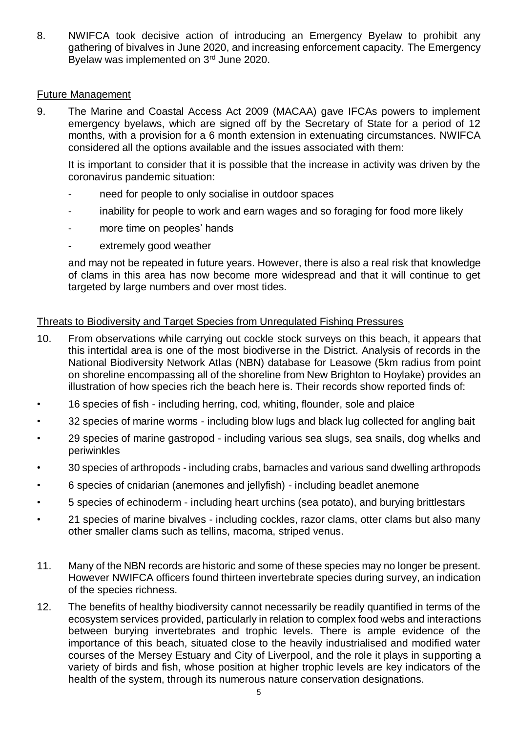8. NWIFCA took decisive action of introducing an Emergency Byelaw to prohibit any gathering of bivalves in June 2020, and increasing enforcement capacity. The Emergency Byelaw was implemented on 3rd June 2020.

## Future Management

9. The Marine and Coastal Access Act 2009 (MACAA) gave IFCAs powers to implement emergency byelaws, which are signed off by the Secretary of State for a period of 12 months, with a provision for a 6 month extension in extenuating circumstances. NWIFCA considered all the options available and the issues associated with them:

   It is important to consider that it is possible that the increase in activity was driven by the coronavirus pandemic situation:

   - need for people to only socialise in outdoor spaces
   - inability for people to work and earn wages and so foraging for food more likely
   - more time on peoples' hands
   - extremely good weather

   and may not be repeated in future years. However, there is also a real risk that knowledge of clams in this area has now become more widespread and that it will continue to get targeted by large numbers and over most tides.

## Threats to Biodiversity and Target Species from Unregulated Fishing Pressures

10. From observations while carrying out cockle stock surveys on this beach, it appears that this intertidal area is one of the most biodiverse in the District. Analysis of records in the National Biodiversity Network Atlas (NBN) database for Leasowe (5km radius from point on shoreline encompassing all of the shoreline from New Brighton to Hoylake) provides an illustration of how species rich the beach here is. Their records show reported finds of:

- 16 species of fish - including herring, cod, whiting, flounder, sole and plaice
- 32 species of marine worms - including blow lugs and black lug collected for angling bait
- 29 species of marine gastropod - including various sea slugs, sea snails, dog whelks and periwinkles
- 30 species of arthropods - including crabs, barnacles and various sand dwelling arthropods
- 6 species of cnidarian (anemones and jellyfish) - including beadlet anemone
- 5 species of echinoderm - including heart urchins (sea potato), and burying brittlestars
- 21 species of marine bivalves - including cockles, razor clams, otter clams but also many other smaller clams such as tellins, macoma, striped venus.

11. Many of the NBN records are historic and some of these species may no longer be present. However NWIFCA officers found thirteen invertebrate species during survey, an indication of the species richness.

12. The benefits of healthy biodiversity cannot necessarily be readily quantified in terms of the ecosystem services provided, particularly in relation to complex food webs and interactions between burying invertebrates and trophic levels. There is ample evidence of the importance of this beach, situated close to the heavily industrialised and modified water courses of the Mersey Estuary and City of Liverpool, and the role it plays in supporting a variety of birds and fish, whose position at higher trophic levels are key indicators of the health of the system, through its numerous nature conservation designations.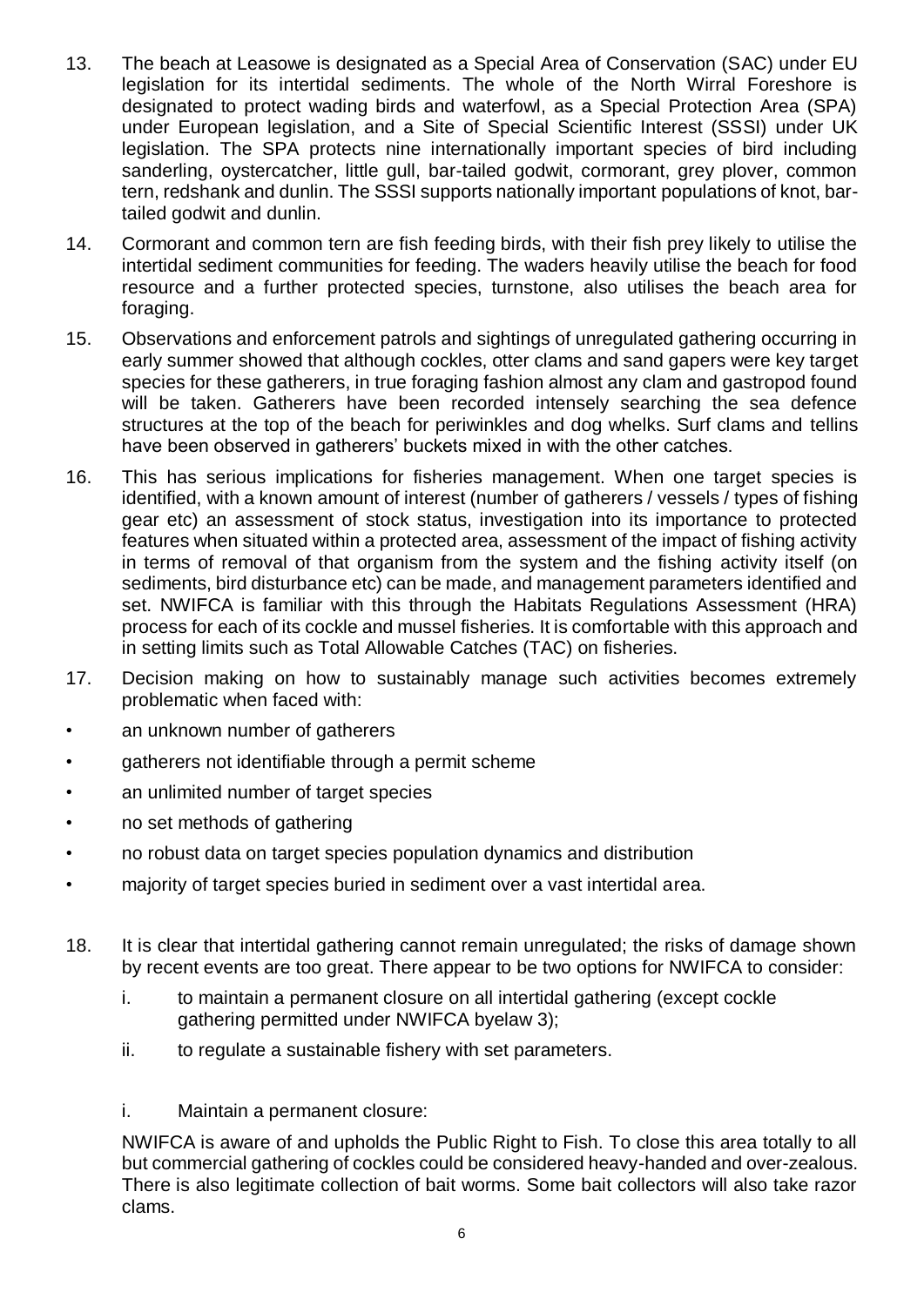13. The beach at Leasowe is designated as a Special Area of Conservation (SAC) under EU legislation for its intertidal sediments. The whole of the North Wirral Foreshore is designated to protect wading birds and waterfowl, as a Special Protection Area (SPA) under European legislation, and a Site of Special Scientific Interest (SSSI) under UK legislation. The SPA protects nine internationally important species of bird including sanderling, oystercatcher, little gull, bar-tailed godwit, cormorant, grey plover, common tern, redshank and dunlin. The SSSI supports nationally important populations of knot, bar-tailed godwit and dunlin.

14. Cormorant and common tern are fish feeding birds, with their fish prey likely to utilise the intertidal sediment communities for feeding. The waders heavily utilise the beach for food resource and a further protected species, turnstone, also utilises the beach area for foraging.

15. Observations and enforcement patrols and sightings of unregulated gathering occurring in early summer showed that although cockles, otter clams and sand gapers were key target species for these gatherers, in true foraging fashion almost any clam and gastropod found will be taken. Gatherers have been recorded intensely searching the sea defence structures at the top of the beach for periwinkles and dog whelks. Surf clams and tellins have been observed in gatherers' buckets mixed in with the other catches.

16. This has serious implications for fisheries management. When one target species is identified, with a known amount of interest (number of gatherers / vessels / types of fishing gear etc) an assessment of stock status, investigation into its importance to protected features when situated within a protected area, assessment of the impact of fishing activity in terms of removal of that organism from the system and the fishing activity itself (on sediments, bird disturbance etc) can be made, and management parameters identified and set. NWIFCA is familiar with this through the Habitats Regulations Assessment (HRA) process for each of its cockle and mussel fisheries. It is comfortable with this approach and in setting limits such as Total Allowable Catches (TAC) on fisheries.

17. Decision making on how to sustainably manage such activities becomes extremely problematic when faced with:

- an unknown number of gatherers
- gatherers not identifiable through a permit scheme
- an unlimited number of target species
- no set methods of gathering
- no robust data on target species population dynamics and distribution
- majority of target species buried in sediment over a vast intertidal area.

18. It is clear that intertidal gathering cannot remain unregulated; the risks of damage shown by recent events are too great. There appear to be two options for NWIFCA to consider:

    i. to maintain a permanent closure on all intertidal gathering (except cockle gathering permitted under NWIFCA byelaw 3);

    ii. to regulate a sustainable fishery with set parameters.

    i. Maintain a permanent closure:

    NWIFCA is aware of and upholds the Public Right to Fish. To close this area totally to all but commercial gathering of cockles could be considered heavy-handed and over-zealous. There is also legitimate collection of bait worms. Some bait collectors will also take razor clams.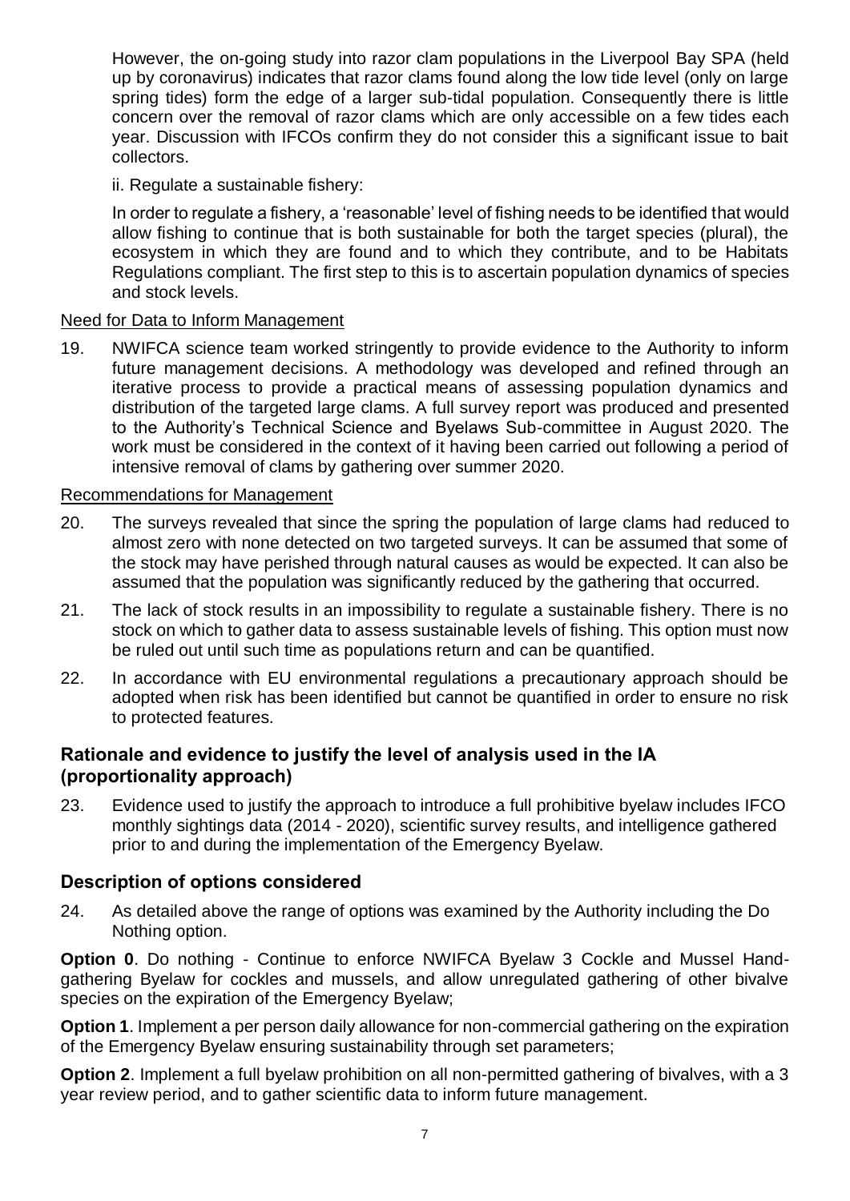However, the on-going study into razor clam populations in the Liverpool Bay SPA (held up by coronavirus) indicates that razor clams found along the low tide level (only on large spring tides) form the edge of a larger sub-tidal population. Consequently there is little concern over the removal of razor clams which are only accessible on a few tides each year. Discussion with IFCOs confirm they do not consider this a significant issue to bait collectors.

ii. Regulate a sustainable fishery:

In order to regulate a fishery, a 'reasonable' level of fishing needs to be identified that would allow fishing to continue that is both sustainable for both the target species (plural), the ecosystem in which they are found and to which they contribute, and to be Habitats Regulations compliant. The first step to this is to ascertain population dynamics of species and stock levels.

Need for Data to Inform Management

19. NWIFCA science team worked stringently to provide evidence to the Authority to inform future management decisions. A methodology was developed and refined through an iterative process to provide a practical means of assessing population dynamics and distribution of the targeted large clams. A full survey report was produced and presented to the Authority's Technical Science and Byelaws Sub-committee in August 2020. The work must be considered in the context of it having been carried out following a period of intensive removal of clams by gathering over summer 2020.

Recommendations for Management

20. The surveys revealed that since the spring the population of large clams had reduced to almost zero with none detected on two targeted surveys. It can be assumed that some of the stock may have perished through natural causes as would be expected. It can also be assumed that the population was significantly reduced by the gathering that occurred.

21. The lack of stock results in an impossibility to regulate a sustainable fishery. There is no stock on which to gather data to assess sustainable levels of fishing. This option must now be ruled out until such time as populations return and can be quantified.

22. In accordance with EU environmental regulations a precautionary approach should be adopted when risk has been identified but cannot be quantified in order to ensure no risk to protected features.

## Rationale and evidence to justify the level of analysis used in the IA (proportionality approach)

23. Evidence used to justify the approach to introduce a full prohibitive byelaw includes IFCO monthly sightings data (2014 - 2020), scientific survey results, and intelligence gathered prior to and during the implementation of the Emergency Byelaw.

## Description of options considered

24. As detailed above the range of options was examined by the Authority including the Do Nothing option.

**Option 0**. Do nothing - Continue to enforce NWIFCA Byelaw 3 Cockle and Mussel Hand-gathering Byelaw for cockles and mussels, and allow unregulated gathering of other bivalve species on the expiration of the Emergency Byelaw;

**Option 1**. Implement a per person daily allowance for non-commercial gathering on the expiration of the Emergency Byelaw ensuring sustainability through set parameters;

**Option 2**. Implement a full byelaw prohibition on all non-permitted gathering of bivalves, with a 3 year review period, and to gather scientific data to inform future management.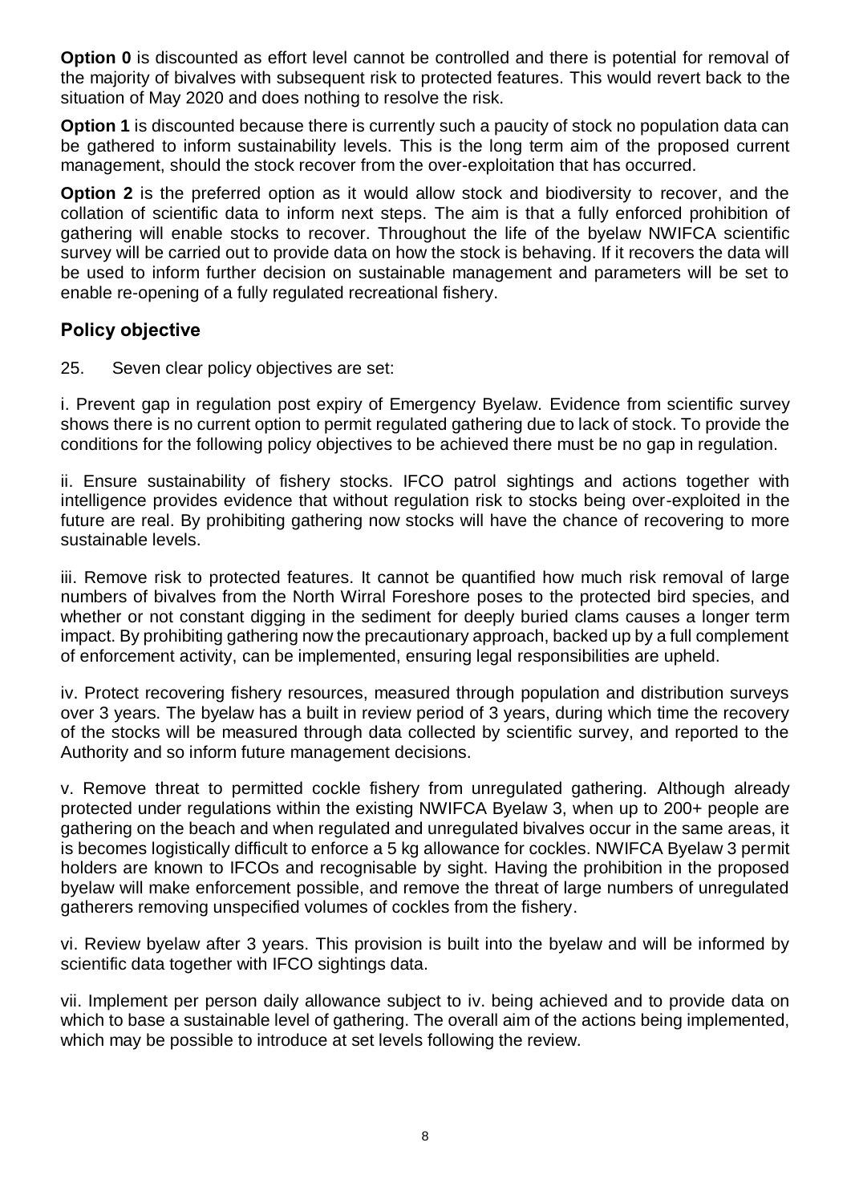**Option 0** is discounted as effort level cannot be controlled and there is potential for removal of the majority of bivalves with subsequent risk to protected features. This would revert back to the situation of May 2020 and does nothing to resolve the risk.

**Option 1** is discounted because there is currently such a paucity of stock no population data can be gathered to inform sustainability levels. This is the long term aim of the proposed current management, should the stock recover from the over-exploitation that has occurred.

**Option 2** is the preferred option as it would allow stock and biodiversity to recover, and the collation of scientific data to inform next steps. The aim is that a fully enforced prohibition of gathering will enable stocks to recover. Throughout the life of the byelaw NWIFCA scientific survey will be carried out to provide data on how the stock is behaving. If it recovers the data will be used to inform further decision on sustainable management and parameters will be set to enable re-opening of a fully regulated recreational fishery.

## Policy objective

25. Seven clear policy objectives are set:

i. Prevent gap in regulation post expiry of Emergency Byelaw. Evidence from scientific survey shows there is no current option to permit regulated gathering due to lack of stock. To provide the conditions for the following policy objectives to be achieved there must be no gap in regulation.

ii. Ensure sustainability of fishery stocks. IFCO patrol sightings and actions together with intelligence provides evidence that without regulation risk to stocks being over-exploited in the future are real. By prohibiting gathering now stocks will have the chance of recovering to more sustainable levels.

iii. Remove risk to protected features. It cannot be quantified how much risk removal of large numbers of bivalves from the North Wirral Foreshore poses to the protected bird species, and whether or not constant digging in the sediment for deeply buried clams causes a longer term impact. By prohibiting gathering now the precautionary approach, backed up by a full complement of enforcement activity, can be implemented, ensuring legal responsibilities are upheld.

iv. Protect recovering fishery resources, measured through population and distribution surveys over 3 years. The byelaw has a built in review period of 3 years, during which time the recovery of the stocks will be measured through data collected by scientific survey, and reported to the Authority and so inform future management decisions.

v. Remove threat to permitted cockle fishery from unregulated gathering. Although already protected under regulations within the existing NWIFCA Byelaw 3, when up to 200+ people are gathering on the beach and when regulated and unregulated bivalves occur in the same areas, it is becomes logistically difficult to enforce a 5 kg allowance for cockles. NWIFCA Byelaw 3 permit holders are known to IFCOs and recognisable by sight. Having the prohibition in the proposed byelaw will make enforcement possible, and remove the threat of large numbers of unregulated gatherers removing unspecified volumes of cockles from the fishery.

vi. Review byelaw after 3 years. This provision is built into the byelaw and will be informed by scientific data together with IFCO sightings data.

vii. Implement per person daily allowance subject to iv. being achieved and to provide data on which to base a sustainable level of gathering. The overall aim of the actions being implemented, which may be possible to introduce at set levels following the review.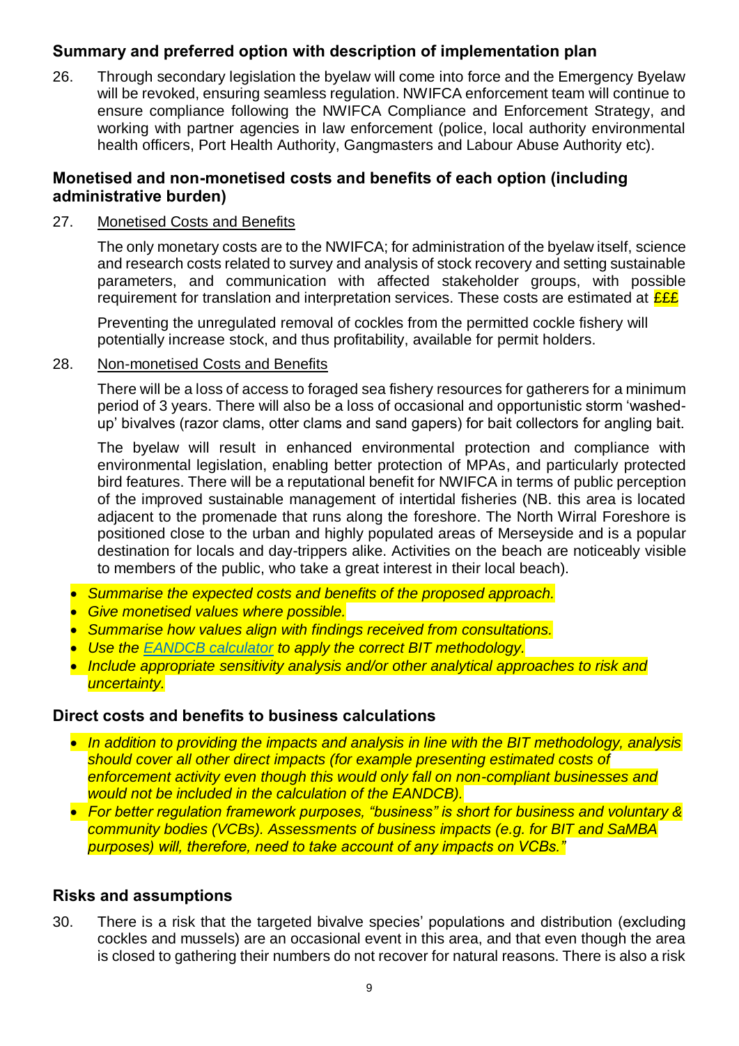## Summary and preferred option with description of implementation plan

26. Through secondary legislation the byelaw will come into force and the Emergency Byelaw will be revoked, ensuring seamless regulation. NWIFCA enforcement team will continue to ensure compliance following the NWIFCA Compliance and Enforcement Strategy, and working with partner agencies in law enforcement (police, local authority environmental health officers, Port Health Authority, Gangmasters and Labour Abuse Authority etc).

## Monetised and non-monetised costs and benefits of each option (including administrative burden)

27. Monetised Costs and Benefits

The only monetary costs are to the NWIFCA; for administration of the byelaw itself, science and research costs related to survey and analysis of stock recovery and setting sustainable parameters, and communication with affected stakeholder groups, with possible requirement for translation and interpretation services. These costs are estimated at £££

Preventing the unregulated removal of cockles from the permitted cockle fishery will potentially increase stock, and thus profitability, available for permit holders.

28. Non-monetised Costs and Benefits

There will be a loss of access to foraged sea fishery resources for gatherers for a minimum period of 3 years. There will also be a loss of occasional and opportunistic storm 'washed-up' bivalves (razor clams, otter clams and sand gapers) for bait collectors for angling bait.

The byelaw will result in enhanced environmental protection and compliance with environmental legislation, enabling better protection of MPAs, and particularly protected bird features. There will be a reputational benefit for NWIFCA in terms of public perception of the improved sustainable management of intertidal fisheries (NB. this area is located adjacent to the promenade that runs along the foreshore. The North Wirral Foreshore is positioned close to the urban and highly populated areas of Merseyside and is a popular destination for locals and day-trippers alike. Activities on the beach are noticeably visible to members of the public, who take a great interest in their local beach).

- *Summarise the expected costs and benefits of the proposed approach.*
- *Give monetised values where possible.*
- *Summarise how values align with findings received from consultations.*
- *Use the EANDCB calculator to apply the correct BIT methodology.*
- *Include appropriate sensitivity analysis and/or other analytical approaches to risk and uncertainty.*

## Direct costs and benefits to business calculations

- *In addition to providing the impacts and analysis in line with the BIT methodology, analysis should cover all other direct impacts (for example presenting estimated costs of enforcement activity even though this would only fall on non-compliant businesses and would not be included in the calculation of the EANDCB).*
- *For better regulation framework purposes, "business" is short for business and voluntary & community bodies (VCBs). Assessments of business impacts (e.g. for BIT and SaMBA purposes) will, therefore, need to take account of any impacts on VCBs."*

## Risks and assumptions

30. There is a risk that the targeted bivalve species' populations and distribution (excluding cockles and mussels) are an occasional event in this area, and that even though the area is closed to gathering their numbers do not recover for natural reasons. There is also a risk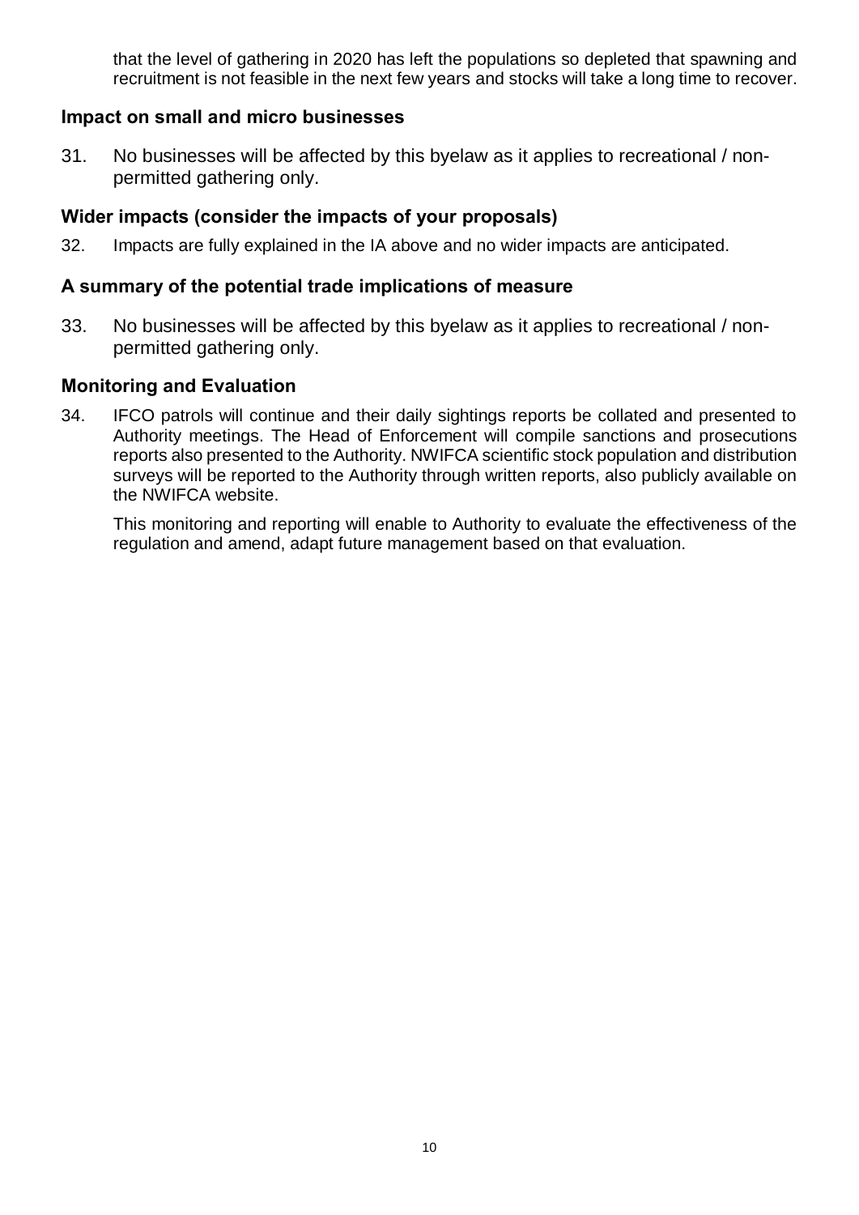that the level of gathering in 2020 has left the populations so depleted that spawning and recruitment is not feasible in the next few years and stocks will take a long time to recover.

### Impact on small and micro businesses

31. No businesses will be affected by this byelaw as it applies to recreational / non-permitted gathering only.

### Wider impacts (consider the impacts of your proposals)

32. Impacts are fully explained in the IA above and no wider impacts are anticipated.

### A summary of the potential trade implications of measure

33. No businesses will be affected by this byelaw as it applies to recreational / non-permitted gathering only.

### Monitoring and Evaluation

34. IFCO patrols will continue and their daily sightings reports be collated and presented to Authority meetings. The Head of Enforcement will compile sanctions and prosecutions reports also presented to the Authority. NWIFCA scientific stock population and distribution surveys will be reported to the Authority through written reports, also publicly available on the NWIFCA website.

    This monitoring and reporting will enable to Authority to evaluate the effectiveness of the regulation and amend, adapt future management based on that evaluation.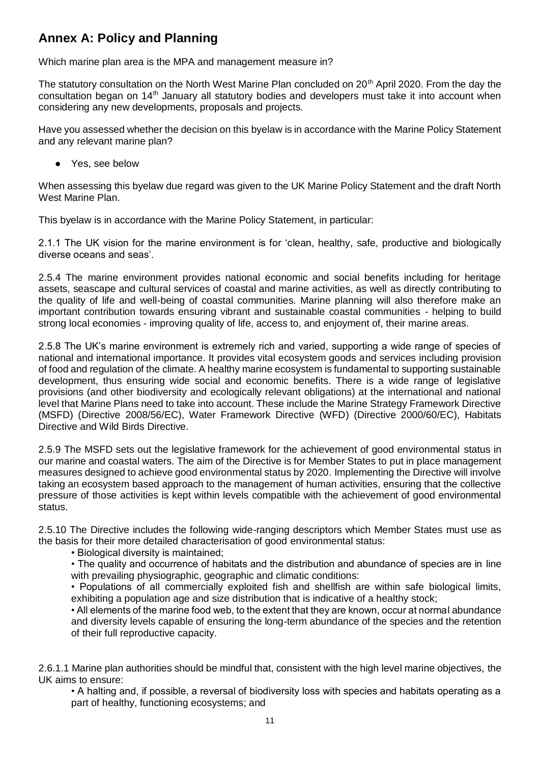## Annex A: Policy and Planning

Which marine plan area is the MPA and management measure in?

The statutory consultation on the North West Marine Plan concluded on 20th April 2020. From the day the consultation began on 14th January all statutory bodies and developers must take it into account when considering any new developments, proposals and projects.

Have you assessed whether the decision on this byelaw is in accordance with the Marine Policy Statement and any relevant marine plan?

- Yes, see below

When assessing this byelaw due regard was given to the UK Marine Policy Statement and the draft North West Marine Plan.

This byelaw is in accordance with the Marine Policy Statement, in particular:

2.1.1 The UK vision for the marine environment is for 'clean, healthy, safe, productive and biologically diverse oceans and seas'.

2.5.4 The marine environment provides national economic and social benefits including for heritage assets, seascape and cultural services of coastal and marine activities, as well as directly contributing to the quality of life and well-being of coastal communities. Marine planning will also therefore make an important contribution towards ensuring vibrant and sustainable coastal communities - helping to build strong local economies - improving quality of life, access to, and enjoyment of, their marine areas.

2.5.8 The UK's marine environment is extremely rich and varied, supporting a wide range of species of national and international importance. It provides vital ecosystem goods and services including provision of food and regulation of the climate. A healthy marine ecosystem is fundamental to supporting sustainable development, thus ensuring wide social and economic benefits. There is a wide range of legislative provisions (and other biodiversity and ecologically relevant obligations) at the international and national level that Marine Plans need to take into account. These include the Marine Strategy Framework Directive (MSFD) (Directive 2008/56/EC), Water Framework Directive (WFD) (Directive 2000/60/EC), Habitats Directive and Wild Birds Directive.

2.5.9 The MSFD sets out the legislative framework for the achievement of good environmental status in our marine and coastal waters. The aim of the Directive is for Member States to put in place management measures designed to achieve good environmental status by 2020. Implementing the Directive will involve taking an ecosystem based approach to the management of human activities, ensuring that the collective pressure of those activities is kept within levels compatible with the achievement of good environmental status.

2.5.10 The Directive includes the following wide-ranging descriptors which Member States must use as the basis for their more detailed characterisation of good environmental status:

- Biological diversity is maintained;
- The quality and occurrence of habitats and the distribution and abundance of species are in line with prevailing physiographic, geographic and climatic conditions:
- Populations of all commercially exploited fish and shellfish are within safe biological limits, exhibiting a population age and size distribution that is indicative of a healthy stock;
- All elements of the marine food web, to the extent that they are known, occur at normal abundance and diversity levels capable of ensuring the long-term abundance of the species and the retention of their full reproductive capacity.

2.6.1.1 Marine plan authorities should be mindful that, consistent with the high level marine objectives, the UK aims to ensure:

- A halting and, if possible, a reversal of biodiversity loss with species and habitats operating as a part of healthy, functioning ecosystems; and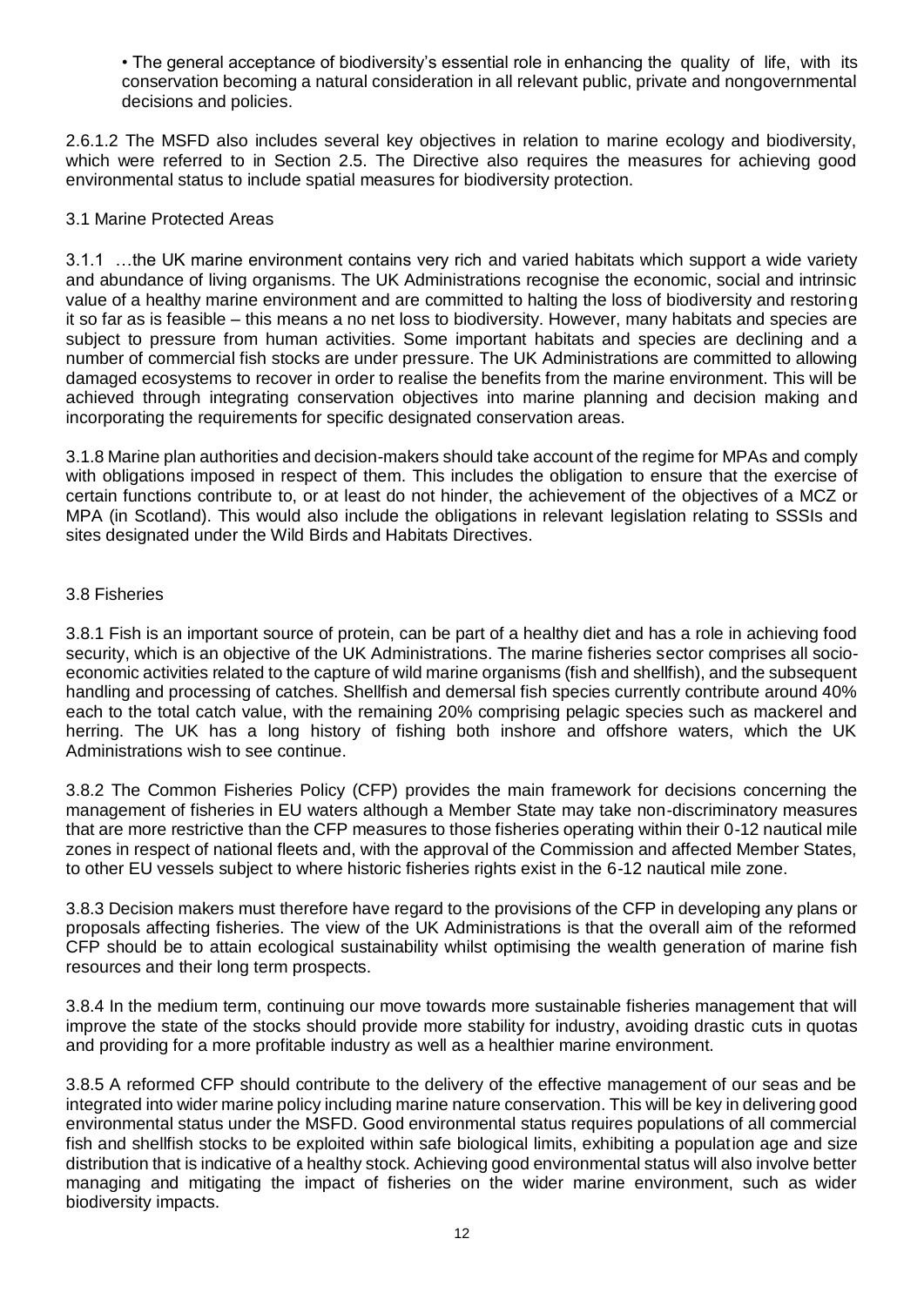- The general acceptance of biodiversity's essential role in enhancing the quality of life, with its conservation becoming a natural consideration in all relevant public, private and nongovernmental decisions and policies.

2.6.1.2 The MSFD also includes several key objectives in relation to marine ecology and biodiversity, which were referred to in Section 2.5. The Directive also requires the measures for achieving good environmental status to include spatial measures for biodiversity protection.

## 3.1 Marine Protected Areas

3.1.1 …the UK marine environment contains very rich and varied habitats which support a wide variety and abundance of living organisms. The UK Administrations recognise the economic, social and intrinsic value of a healthy marine environment and are committed to halting the loss of biodiversity and restoring it so far as is feasible – this means a no net loss to biodiversity. However, many habitats and species are subject to pressure from human activities. Some important habitats and species are declining and a number of commercial fish stocks are under pressure. The UK Administrations are committed to allowing damaged ecosystems to recover in order to realise the benefits from the marine environment. This will be achieved through integrating conservation objectives into marine planning and decision making and incorporating the requirements for specific designated conservation areas.

3.1.8 Marine plan authorities and decision-makers should take account of the regime for MPAs and comply with obligations imposed in respect of them. This includes the obligation to ensure that the exercise of certain functions contribute to, or at least do not hinder, the achievement of the objectives of a MCZ or MPA (in Scotland). This would also include the obligations in relevant legislation relating to SSSIs and sites designated under the Wild Birds and Habitats Directives.

## 3.8 Fisheries

3.8.1 Fish is an important source of protein, can be part of a healthy diet and has a role in achieving food security, which is an objective of the UK Administrations. The marine fisheries sector comprises all socio-economic activities related to the capture of wild marine organisms (fish and shellfish), and the subsequent handling and processing of catches. Shellfish and demersal fish species currently contribute around 40% each to the total catch value, with the remaining 20% comprising pelagic species such as mackerel and herring. The UK has a long history of fishing both inshore and offshore waters, which the UK Administrations wish to see continue.

3.8.2 The Common Fisheries Policy (CFP) provides the main framework for decisions concerning the management of fisheries in EU waters although a Member State may take non-discriminatory measures that are more restrictive than the CFP measures to those fisheries operating within their 0-12 nautical mile zones in respect of national fleets and, with the approval of the Commission and affected Member States, to other EU vessels subject to where historic fisheries rights exist in the 6-12 nautical mile zone.

3.8.3 Decision makers must therefore have regard to the provisions of the CFP in developing any plans or proposals affecting fisheries. The view of the UK Administrations is that the overall aim of the reformed CFP should be to attain ecological sustainability whilst optimising the wealth generation of marine fish resources and their long term prospects.

3.8.4 In the medium term, continuing our move towards more sustainable fisheries management that will improve the state of the stocks should provide more stability for industry, avoiding drastic cuts in quotas and providing for a more profitable industry as well as a healthier marine environment.

3.8.5 A reformed CFP should contribute to the delivery of the effective management of our seas and be integrated into wider marine policy including marine nature conservation. This will be key in delivering good environmental status under the MSFD. Good environmental status requires populations of all commercial fish and shellfish stocks to be exploited within safe biological limits, exhibiting a population age and size distribution that is indicative of a healthy stock. Achieving good environmental status will also involve better managing and mitigating the impact of fisheries on the wider marine environment, such as wider biodiversity impacts.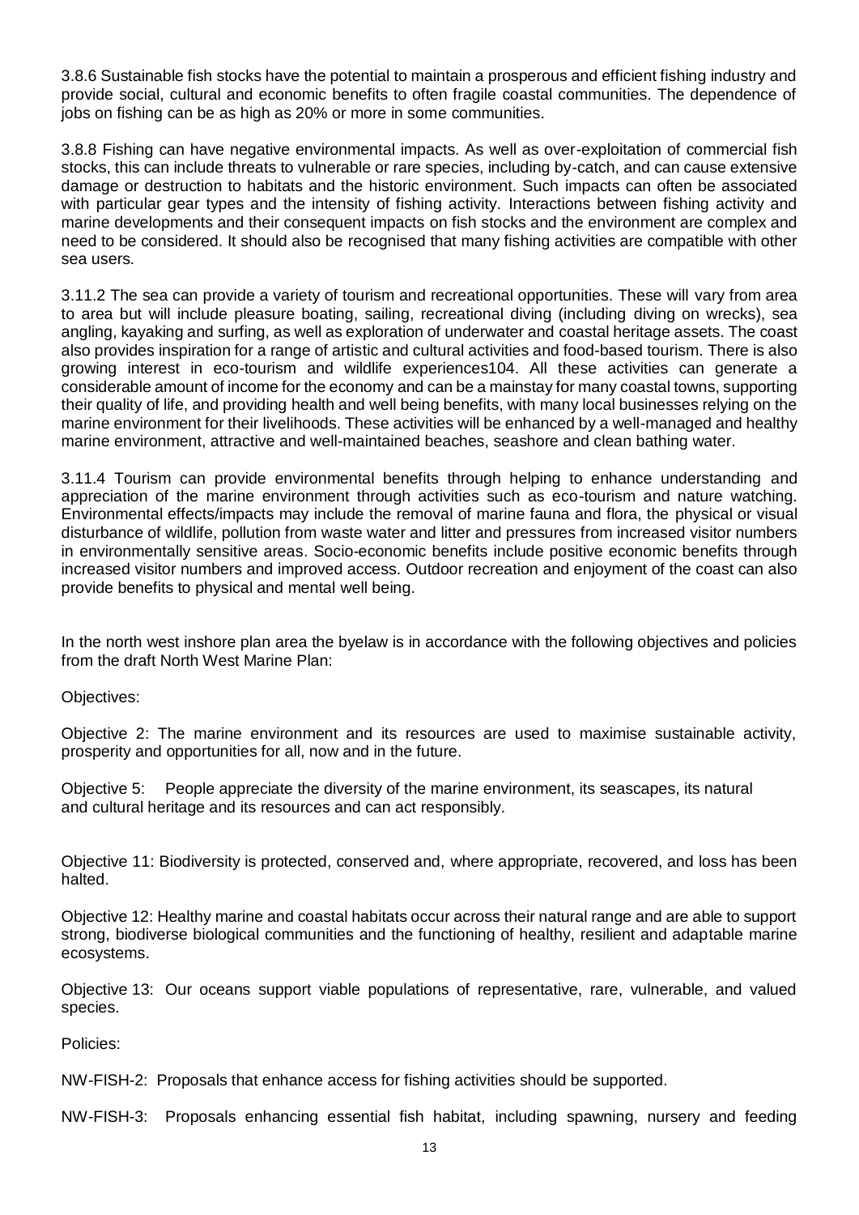3.8.6 Sustainable fish stocks have the potential to maintain a prosperous and efficient fishing industry and provide social, cultural and economic benefits to often fragile coastal communities. The dependence of jobs on fishing can be as high as 20% or more in some communities.

3.8.8 Fishing can have negative environmental impacts. As well as over-exploitation of commercial fish stocks, this can include threats to vulnerable or rare species, including by-catch, and can cause extensive damage or destruction to habitats and the historic environment. Such impacts can often be associated with particular gear types and the intensity of fishing activity. Interactions between fishing activity and marine developments and their consequent impacts on fish stocks and the environment are complex and need to be considered. It should also be recognised that many fishing activities are compatible with other sea users.

3.11.2 The sea can provide a variety of tourism and recreational opportunities. These will vary from area to area but will include pleasure boating, sailing, recreational diving (including diving on wrecks), sea angling, kayaking and surfing, as well as exploration of underwater and coastal heritage assets. The coast also provides inspiration for a range of artistic and cultural activities and food-based tourism. There is also growing interest in eco-tourism and wildlife experiences104. All these activities can generate a considerable amount of income for the economy and can be a mainstay for many coastal towns, supporting their quality of life, and providing health and well being benefits, with many local businesses relying on the marine environment for their livelihoods. These activities will be enhanced by a well-managed and healthy marine environment, attractive and well-maintained beaches, seashore and clean bathing water.

3.11.4 Tourism can provide environmental benefits through helping to enhance understanding and appreciation of the marine environment through activities such as eco-tourism and nature watching. Environmental effects/impacts may include the removal of marine fauna and flora, the physical or visual disturbance of wildlife, pollution from waste water and litter and pressures from increased visitor numbers in environmentally sensitive areas. Socio-economic benefits include positive economic benefits through increased visitor numbers and improved access. Outdoor recreation and enjoyment of the coast can also provide benefits to physical and mental well being.

In the north west inshore plan area the byelaw is in accordance with the following objectives and policies from the draft North West Marine Plan:

Objectives:

Objective 2: The marine environment and its resources are used to maximise sustainable activity, prosperity and opportunities for all, now and in the future.

Objective 5: People appreciate the diversity of the marine environment, its seascapes, its natural and cultural heritage and its resources and can act responsibly.

Objective 11: Biodiversity is protected, conserved and, where appropriate, recovered, and loss has been halted.

Objective 12: Healthy marine and coastal habitats occur across their natural range and are able to support strong, biodiverse biological communities and the functioning of healthy, resilient and adaptable marine ecosystems.

Objective 13: Our oceans support viable populations of representative, rare, vulnerable, and valued species.

Policies:

NW-FISH-2: Proposals that enhance access for fishing activities should be supported.

NW-FISH-3: Proposals enhancing essential fish habitat, including spawning, nursery and feeding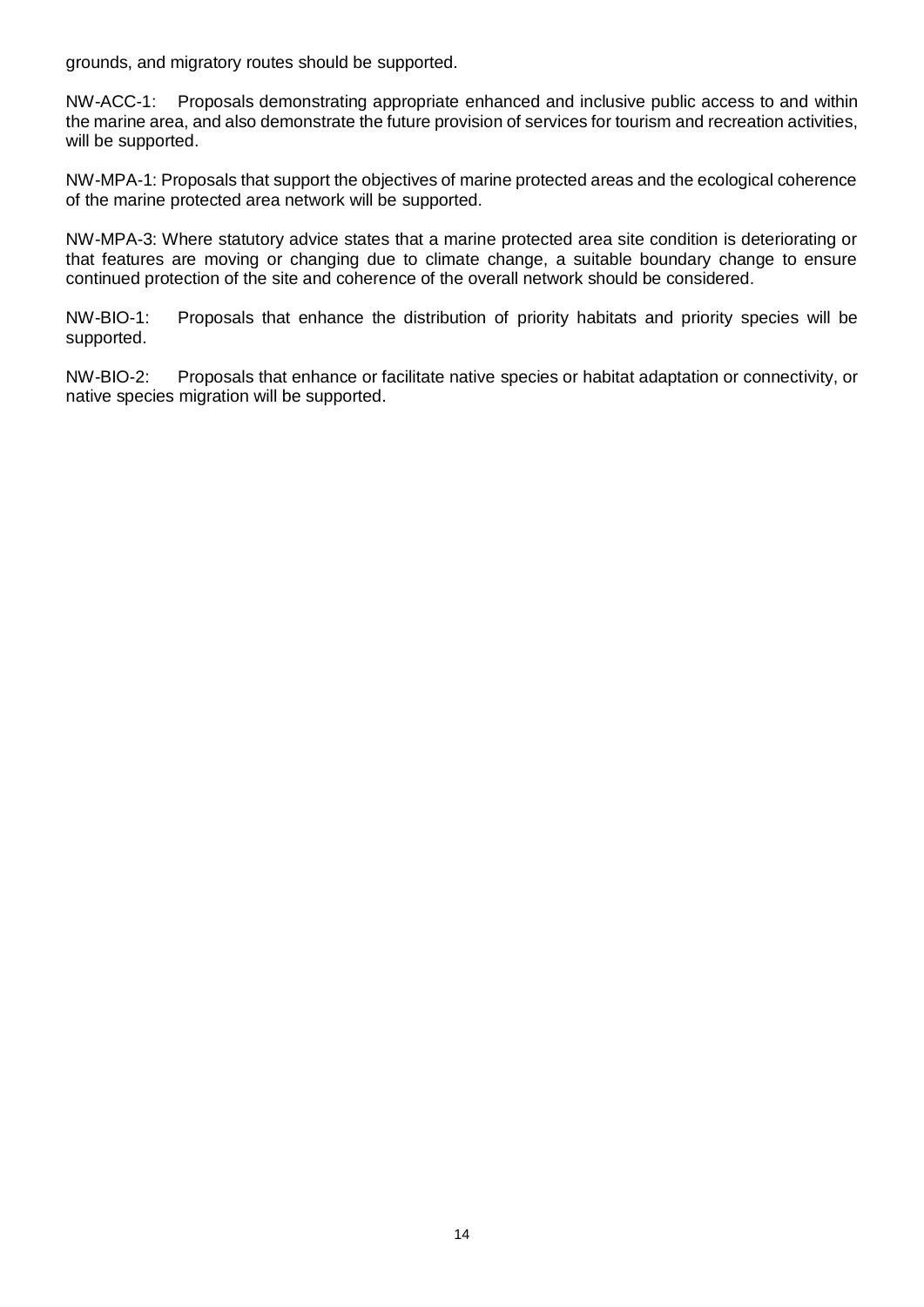grounds, and migratory routes should be supported.

NW-ACC-1: Proposals demonstrating appropriate enhanced and inclusive public access to and within the marine area, and also demonstrate the future provision of services for tourism and recreation activities, will be supported.

NW-MPA-1: Proposals that support the objectives of marine protected areas and the ecological coherence of the marine protected area network will be supported.

NW-MPA-3: Where statutory advice states that a marine protected area site condition is deteriorating or that features are moving or changing due to climate change, a suitable boundary change to ensure continued protection of the site and coherence of the overall network should be considered.

NW-BIO-1: Proposals that enhance the distribution of priority habitats and priority species will be supported.

NW-BIO-2: Proposals that enhance or facilitate native species or habitat adaptation or connectivity, or native species migration will be supported.